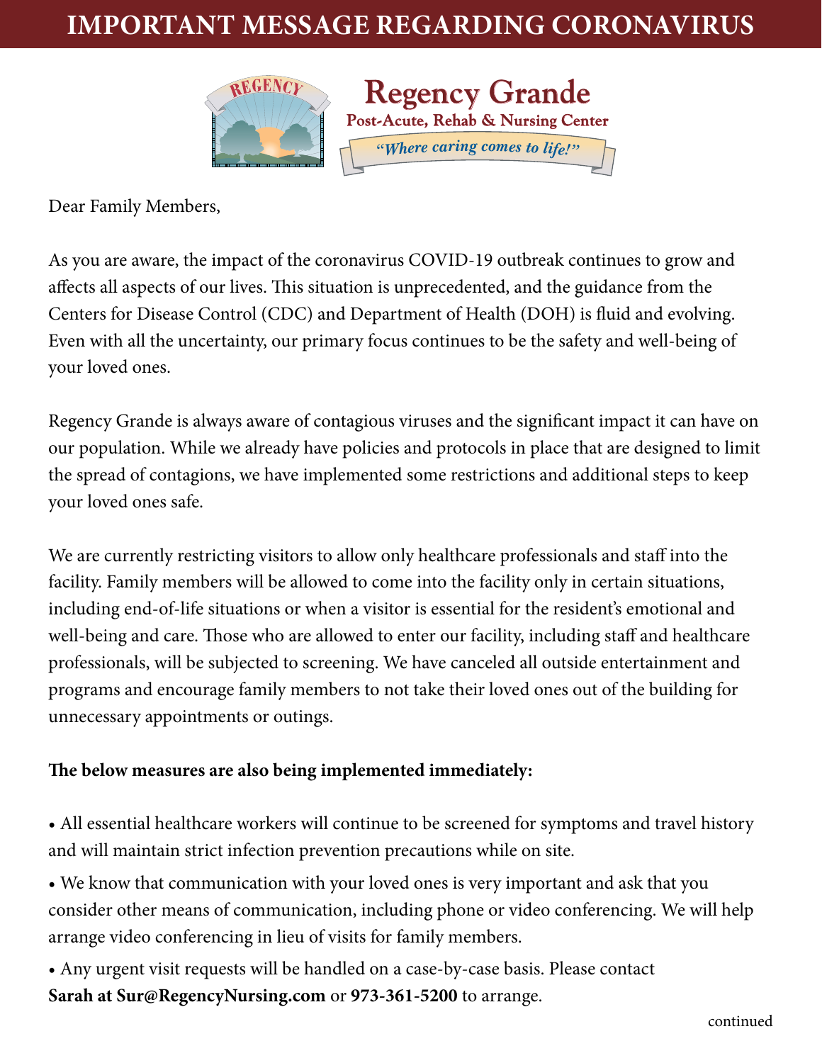# IMPORTANT MESSAGE REGARDING CORONAVIRUS

**Regency Grande**
**Post-Acute, Rehab & Nursing Center**
*"Where caring comes to life!"*

Dear Family Members,

As you are aware, the impact of the coronavirus COVID-19 outbreak continues to grow and affects all aspects of our lives. This situation is unprecedented, and the guidance from the Centers for Disease Control (CDC) and Department of Health (DOH) is fluid and evolving. Even with all the uncertainty, our primary focus continues to be the safety and well-being of your loved ones.

Regency Grande is always aware of contagious viruses and the significant impact it can have on our population. While we already have policies and protocols in place that are designed to limit the spread of contagions, we have implemented some restrictions and additional steps to keep your loved ones safe.

We are currently restricting visitors to allow only healthcare professionals and staff into the facility. Family members will be allowed to come into the facility only in certain situations, including end-of-life situations or when a visitor is essential for the resident's emotional and well-being and care. Those who are allowed to enter our facility, including staff and healthcare professionals, will be subjected to screening. We have canceled all outside entertainment and programs and encourage family members to not take their loved ones out of the building for unnecessary appointments or outings.

**The below measures are also being implemented immediately:**

- All essential healthcare workers will continue to be screened for symptoms and travel history and will maintain strict infection prevention precautions while on site.
- We know that communication with your loved ones is very important and ask that you consider other means of communication, including phone or video conferencing. We will help arrange video conferencing in lieu of visits for family members.
- Any urgent visit requests will be handled on a case-by-case basis. Please contact **Sarah at Sur@RegencyNursing.com** or **973-361-5200** to arrange.

continued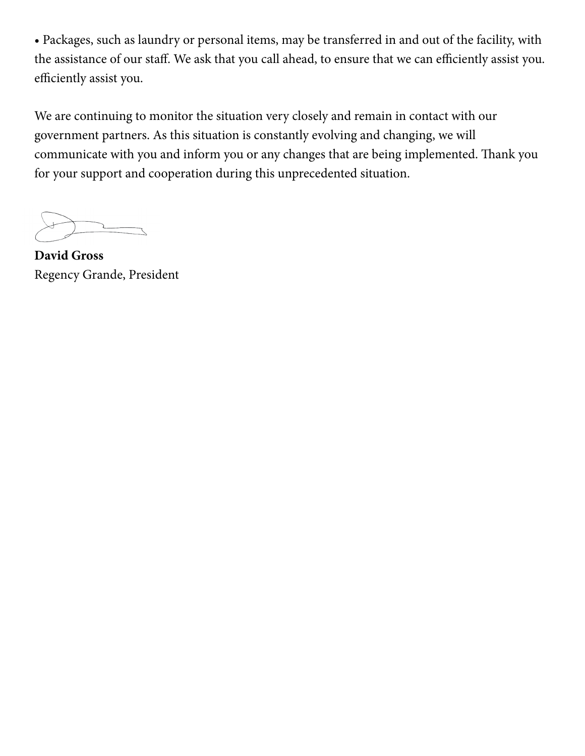- Packages, such as laundry or personal items, may be transferred in and out of the facility, with the assistance of our staff. We ask that you call ahead, to ensure that we can efficiently assist you. efficiently assist you.

We are continuing to monitor the situation very closely and remain in contact with our government partners. As this situation is constantly evolving and changing, we will communicate with you and inform you or any changes that are being implemented. Thank you for your support and cooperation during this unprecedented situation.

**David Gross**
Regency Grande, President